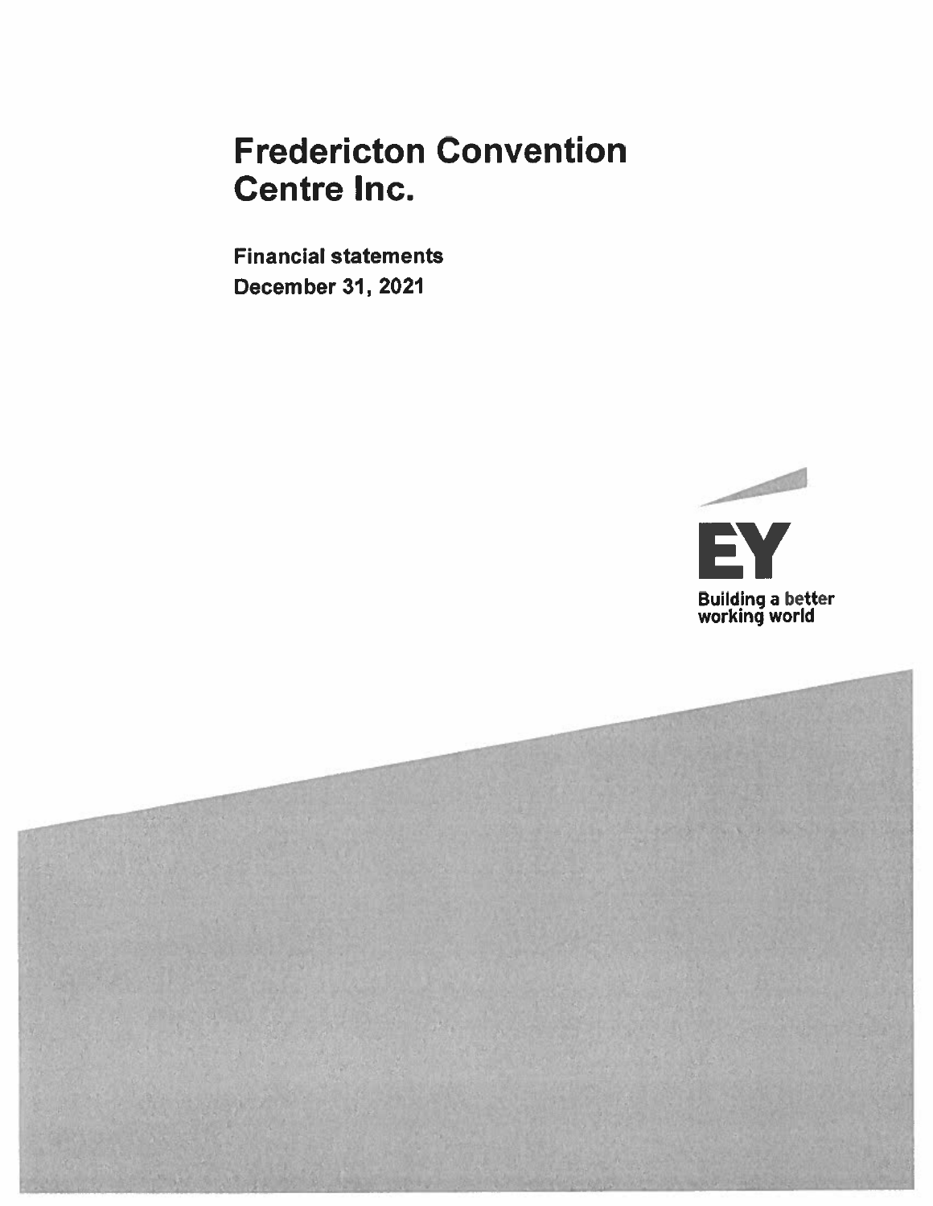# Fredericton Convention Centre Inc.

**Financial statements**
**December 31, 2021**

EY
Building a better working world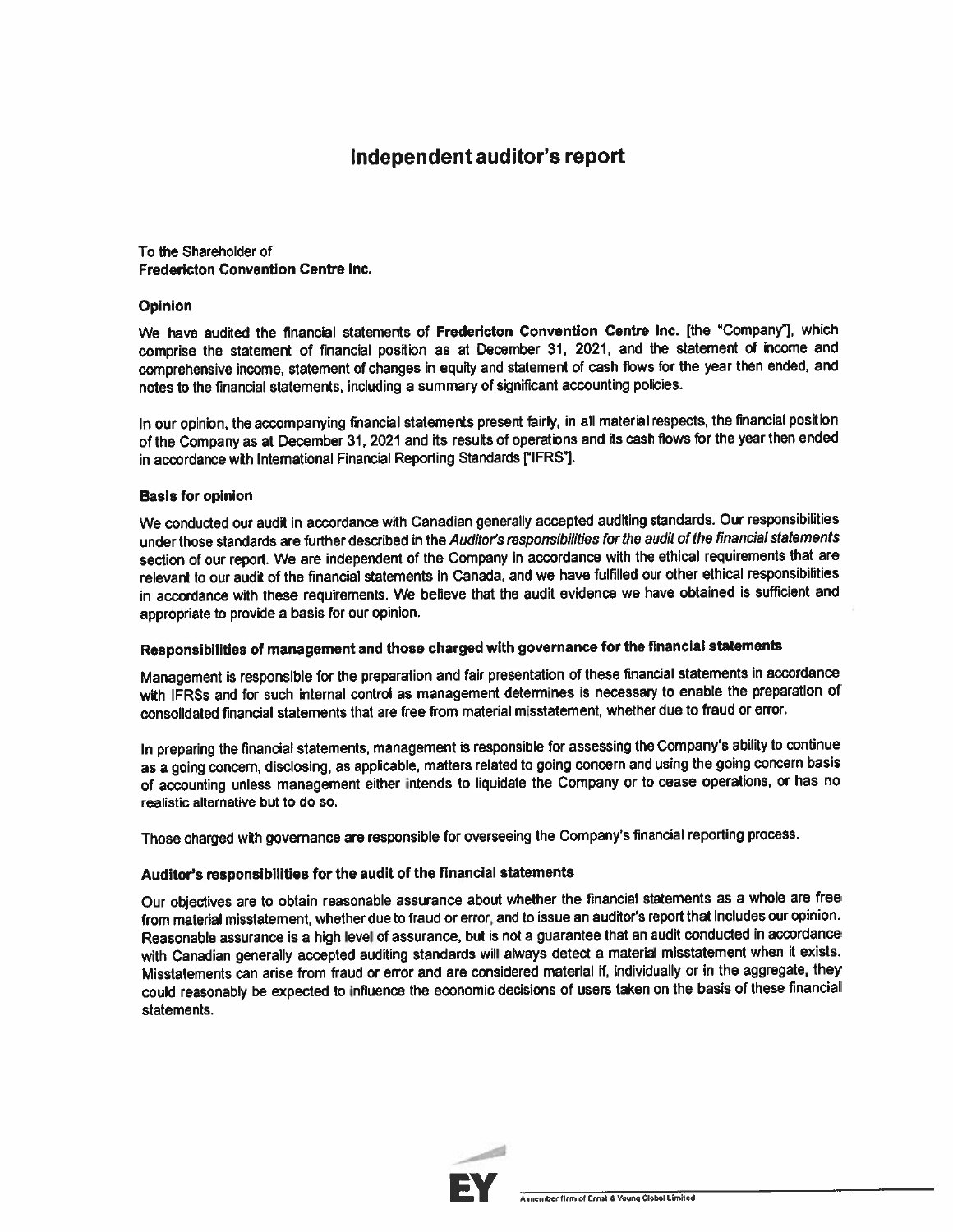# Independent auditor's report

To the Shareholder of
**Fredericton Convention Centre Inc.**

## Opinion

We have audited the financial statements of **Fredericton Convention Centre Inc.** [the "Company"], which comprise the statement of financial position as at December 31, 2021, and the statement of income and comprehensive income, statement of changes in equity and statement of cash flows for the year then ended, and notes to the financial statements, including a summary of significant accounting policies.

In our opinion, the accompanying financial statements present fairly, in all material respects, the financial position of the Company as at December 31, 2021 and its results of operations and its cash flows for the year then ended in accordance with International Financial Reporting Standards ["IFRS"].

## Basis for opinion

We conducted our audit in accordance with Canadian generally accepted auditing standards. Our responsibilities under those standards are further described in the *Auditor's responsibilities for the audit of the financial statements* section of our report. We are independent of the Company in accordance with the ethical requirements that are relevant to our audit of the financial statements in Canada, and we have fulfilled our other ethical responsibilities in accordance with these requirements. We believe that the audit evidence we have obtained is sufficient and appropriate to provide a basis for our opinion.

## Responsibilities of management and those charged with governance for the financial statements

Management is responsible for the preparation and fair presentation of these financial statements in accordance with IFRSs and for such internal control as management determines is necessary to enable the preparation of consolidated financial statements that are free from material misstatement, whether due to fraud or error.

In preparing the financial statements, management is responsible for assessing the Company's ability to continue as a going concern, disclosing, as applicable, matters related to going concern and using the going concern basis of accounting unless management either intends to liquidate the Company or to cease operations, or has no realistic alternative but to do so.

Those charged with governance are responsible for overseeing the Company's financial reporting process.

## Auditor's responsibilities for the audit of the financial statements

Our objectives are to obtain reasonable assurance about whether the financial statements as a whole are free from material misstatement, whether due to fraud or error, and to issue an auditor's report that includes our opinion. Reasonable assurance is a high level of assurance, but is not a guarantee that an audit conducted in accordance with Canadian generally accepted auditing standards will always detect a material misstatement when it exists. Misstatements can arise from fraud or error and are considered material if, individually or in the aggregate, they could reasonably be expected to influence the economic decisions of users taken on the basis of these financial statements.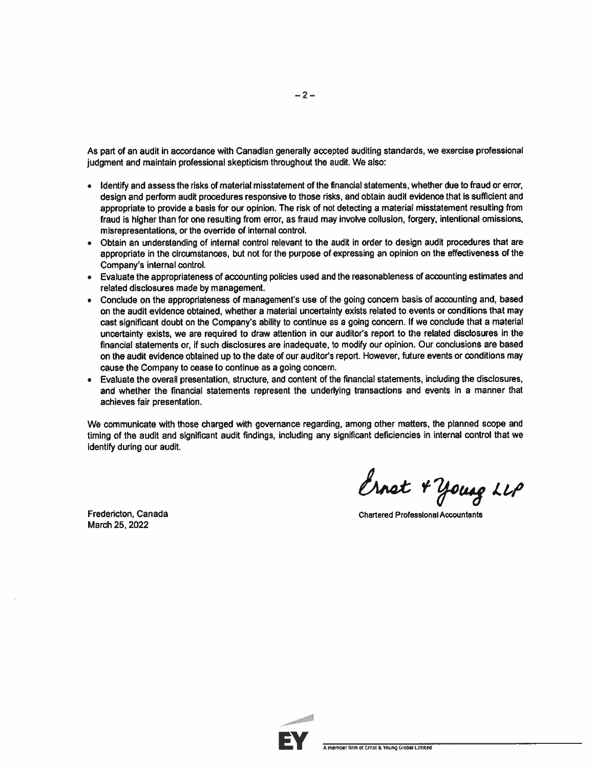As part of an audit in accordance with Canadian generally accepted auditing standards, we exercise professional judgment and maintain professional skepticism throughout the audit. We also:

- Identify and assess the risks of material misstatement of the financial statements, whether due to fraud or error, design and perform audit procedures responsive to those risks, and obtain audit evidence that is sufficient and appropriate to provide a basis for our opinion. The risk of not detecting a material misstatement resulting from fraud is higher than for one resulting from error, as fraud may involve collusion, forgery, intentional omissions, misrepresentations, or the override of internal control.
- Obtain an understanding of internal control relevant to the audit in order to design audit procedures that are appropriate in the circumstances, but not for the purpose of expressing an opinion on the effectiveness of the Company's internal control.
- Evaluate the appropriateness of accounting policies used and the reasonableness of accounting estimates and related disclosures made by management.
- Conclude on the appropriateness of management's use of the going concern basis of accounting and, based on the audit evidence obtained, whether a material uncertainty exists related to events or conditions that may cast significant doubt on the Company's ability to continue as a going concern. If we conclude that a material uncertainty exists, we are required to draw attention in our auditor's report to the related disclosures in the financial statements or, if such disclosures are inadequate, to modify our opinion. Our conclusions are based on the audit evidence obtained up to the date of our auditor's report. However, future events or conditions may cause the Company to cease to continue as a going concern.
- Evaluate the overall presentation, structure, and content of the financial statements, including the disclosures, and whether the financial statements represent the underlying transactions and events in a manner that achieves fair presentation.

We communicate with those charged with governance regarding, among other matters, the planned scope and timing of the audit and significant audit findings, including any significant deficiencies in internal control that we identify during our audit.

Ernst & Young LLP

Chartered Professional Accountants

Fredericton, Canada
March 25, 2022

A member firm of Ernst & Young Global Limited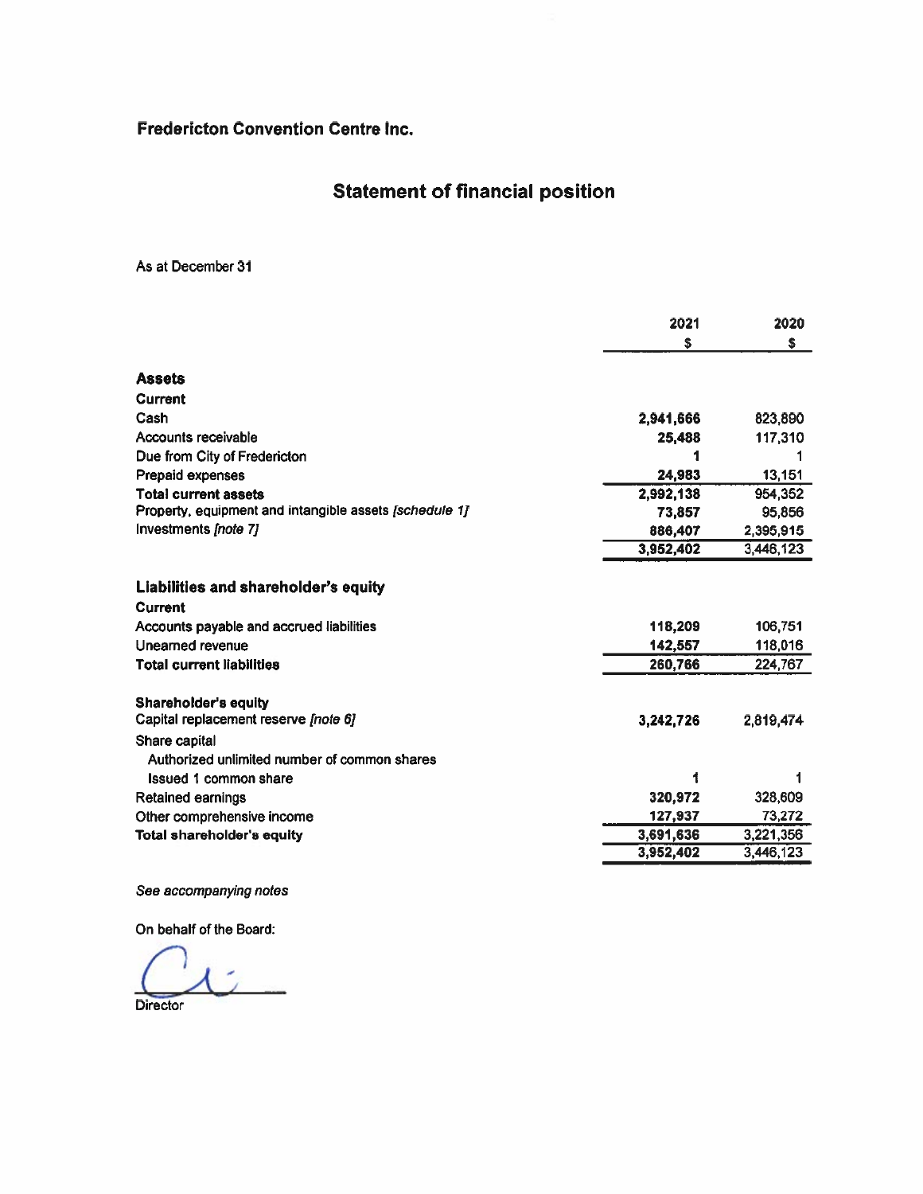# Fredericton Convention Centre Inc.

## Statement of financial position

As at December 31

| | 2021 | 2020 |
|---|---|---|
| | $ | $ |
| **Assets** | | |
| **Current** | | |
| Cash | 2,941,666 | 823,890 |
| Accounts receivable | 25,488 | 117,310 |
| Due from City of Fredericton | 1 | 1 |
| Prepaid expenses | 24,983 | 13,151 |
| **Total current assets** | 2,992,138 | 954,352 |
| Property, equipment and intangible assets *[schedule 1]* | 73,857 | 95,856 |
| Investments *[note 7]* | 886,407 | 2,395,915 |
| | 3,952,402 | 3,446,123 |
| | | |
| **Liabilities and shareholder's equity** | | |
| **Current** | | |
| Accounts payable and accrued liabilities | 118,209 | 106,751 |
| Unearned revenue | 142,557 | 118,016 |
| **Total current liabilities** | 260,766 | 224,767 |
| | | |
| **Shareholder's equity** | | |
| Capital replacement reserve *[note 6]* | 3,242,726 | 2,819,474 |
| Share capital | | |
| Authorized unlimited number of common shares | | |
| Issued 1 common share | 1 | 1 |
| Retained earnings | 320,972 | 328,609 |
| Other comprehensive income | 127,937 | 73,272 |
| **Total shareholder's equity** | 3,691,636 | 3,221,356 |
| | 3,952,402 | 3,446,123 |

*See accompanying notes*

On behalf of the Board:

Director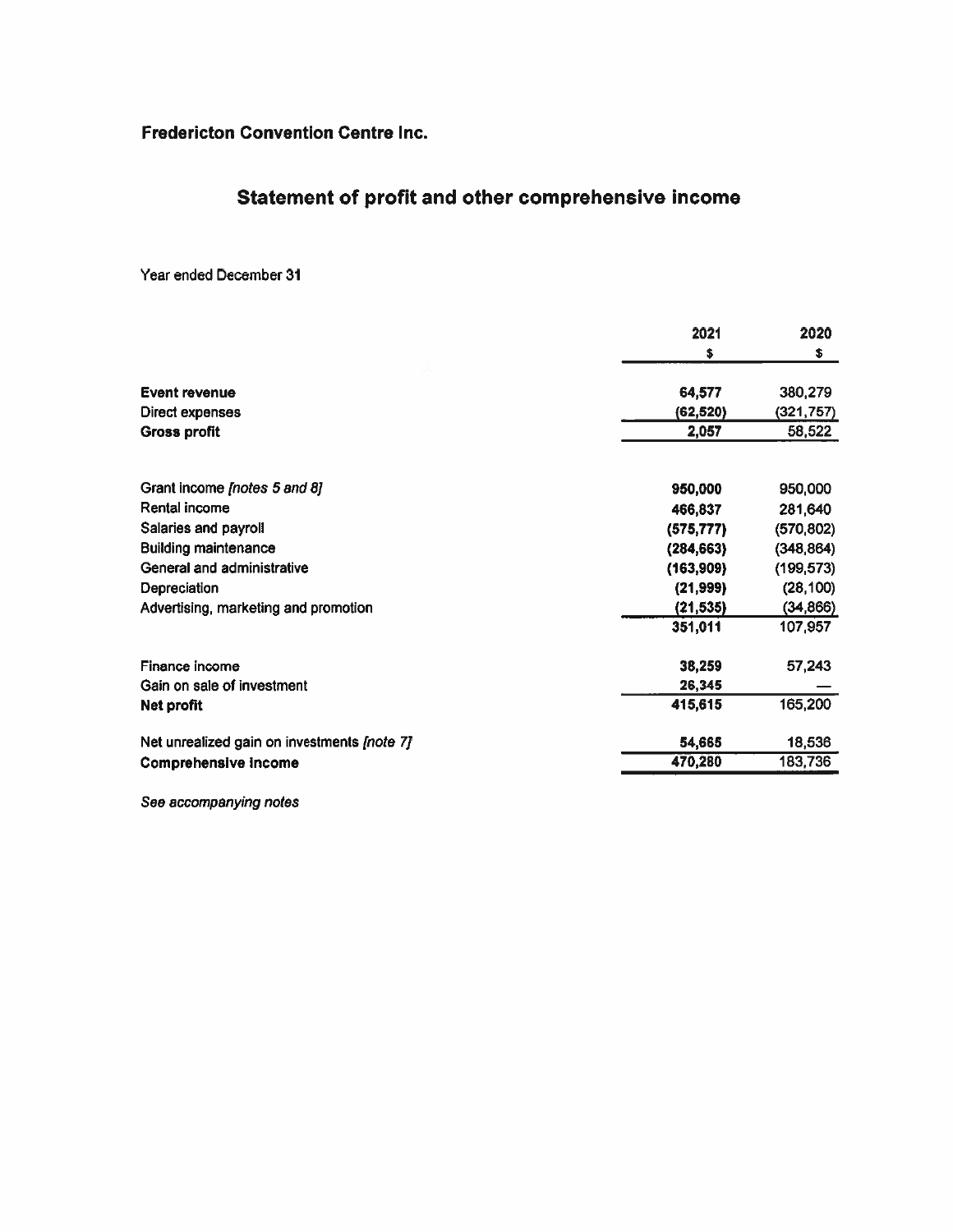**Fredericton Convention Centre Inc.**

# Statement of profit and other comprehensive income

Year ended December 31

| | 2021 | 2020 |
|---|---|---|
| | $ | $ |
| **Event revenue** | 64,577 | 380,279 |
| Direct expenses | (62,520) | (321,757) |
| **Gross profit** | 2,057 | 58,522 |
| | | |
| Grant income *[notes 5 and 8]* | 950,000 | 950,000 |
| Rental income | 466,837 | 281,640 |
| Salaries and payroll | (575,777) | (570,802) |
| Building maintenance | (284,663) | (348,864) |
| General and administrative | (163,909) | (199,573) |
| Depreciation | (21,999) | (28,100) |
| Advertising, marketing and promotion | (21,535) | (34,866) |
| | 351,011 | 107,957 |
| | | |
| Finance income | 38,259 | 57,243 |
| Gain on sale of investment | 26,345 | — |
| **Net profit** | 415,615 | 165,200 |
| | | |
| Net unrealized gain on investments *[note 7]* | 54,665 | 18,536 |
| **Comprehensive income** | 470,280 | 183,736 |

*See accompanying notes*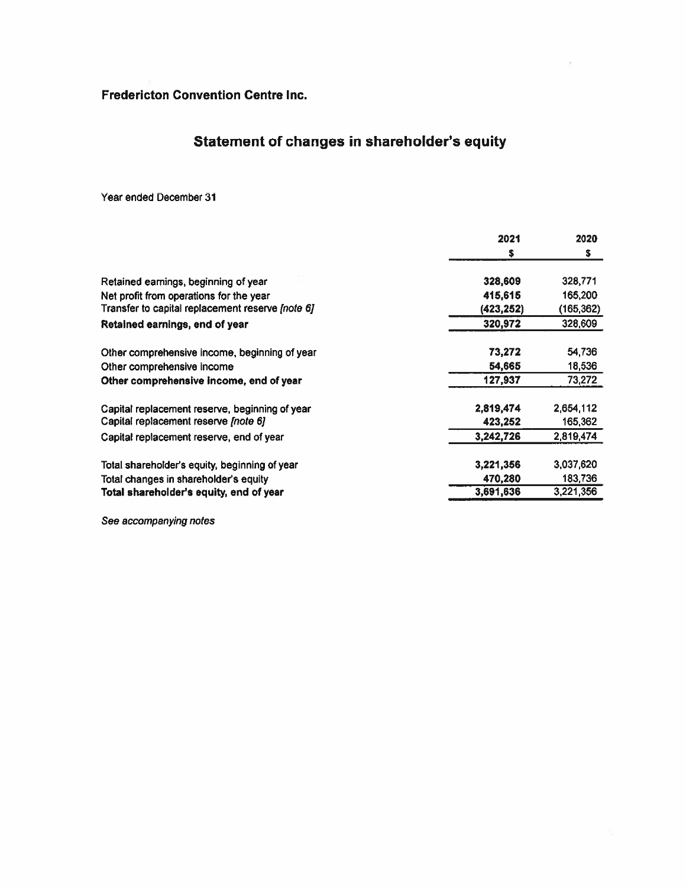# Fredericton Convention Centre Inc.

## Statement of changes in shareholder's equity

Year ended December 31

| | 2021 | 2020 |
|---|---|---|
| | $ | $ |
| Retained earnings, beginning of year | **328,609** | 328,771 |
| Net profit from operations for the year | **415,615** | 165,200 |
| Transfer to capital replacement reserve *[note 6]* | **(423,252)** | (165,362) |
| **Retained earnings, end of year** | **320,972** | 328,609 |
| | | |
| Other comprehensive income, beginning of year | **73,272** | 54,736 |
| Other comprehensive income | **54,665** | 18,536 |
| **Other comprehensive income, end of year** | **127,937** | 73,272 |
| | | |
| Capital replacement reserve, beginning of year | **2,819,474** | 2,654,112 |
| Capital replacement reserve *[note 6]* | **423,252** | 165,362 |
| Capital replacement reserve, end of year | **3,242,726** | 2,819,474 |
| | | |
| Total shareholder's equity, beginning of year | **3,221,356** | 3,037,620 |
| Total changes in shareholder's equity | **470,280** | 183,736 |
| **Total shareholder's equity, end of year** | **3,691,636** | 3,221,356 |

*See accompanying notes*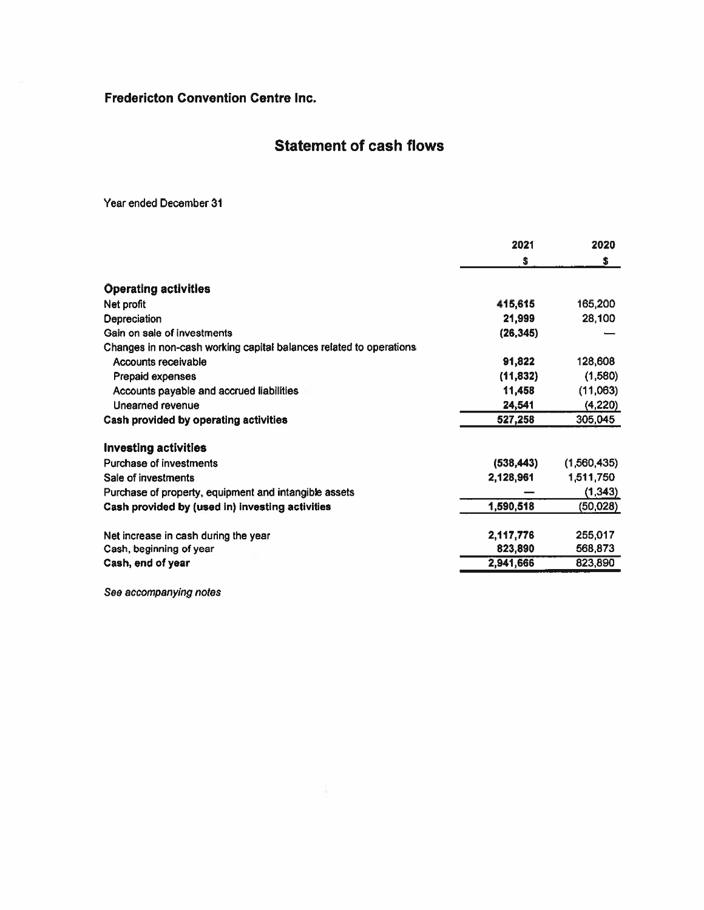## Fredericton Convention Centre Inc.

# Statement of cash flows

Year ended December 31

| | 2021 | 2020 |
|---|---|---|
| | $ | $ |
| **Operating activities** | | |
| Net profit | **415,615** | 165,200 |
| Depreciation | **21,999** | 28,100 |
| Gain on sale of investments | **(26,345)** | — |
| Changes in non-cash working capital balances related to operations | | |
| Accounts receivable | **91,822** | 128,608 |
| Prepaid expenses | **(11,832)** | (1,580) |
| Accounts payable and accrued liabilities | **11,458** | (11,063) |
| Unearned revenue | **24,541** | (4,220) |
| **Cash provided by operating activities** | **527,258** | 305,045 |
| **Investing activities** | | |
| Purchase of investments | **(538,443)** | (1,560,435) |
| Sale of investments | **2,128,961** | 1,511,750 |
| Purchase of property, equipment and intangible assets | **—** | (1,343) |
| **Cash provided by (used in) investing activities** | **1,590,518** | (50,028) |
| Net increase in cash during the year | **2,117,776** | 255,017 |
| Cash, beginning of year | **823,890** | 568,873 |
| **Cash, end of year** | **2,941,666** | 823,890 |

*See accompanying notes*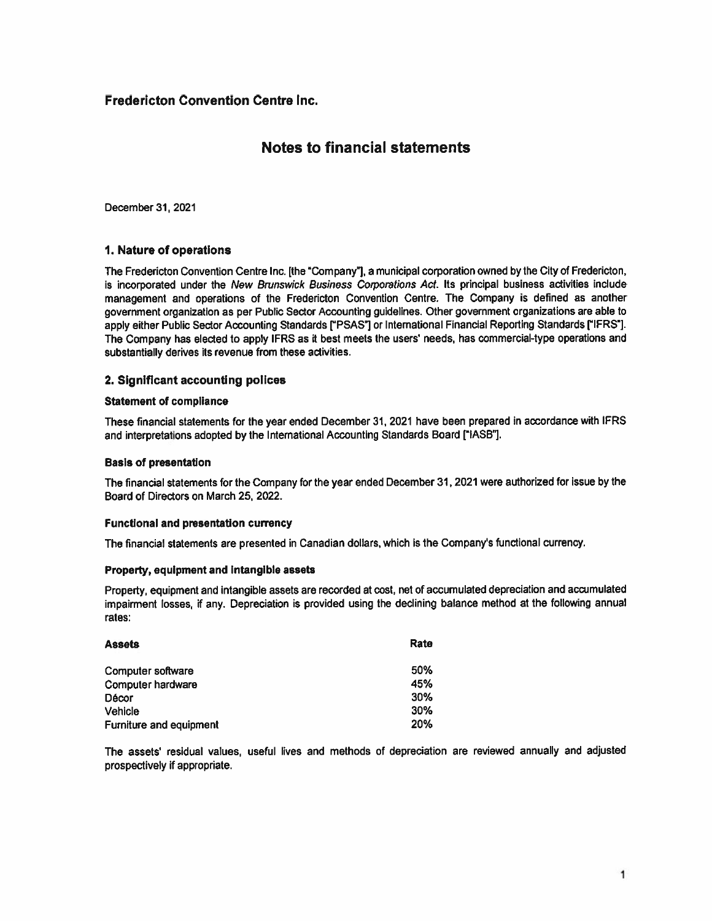# Fredericton Convention Centre Inc.

## Notes to financial statements

December 31, 2021

### 1. Nature of operations

The Fredericton Convention Centre Inc. [the "Company"], a municipal corporation owned by the City of Fredericton, is incorporated under the *New Brunswick Business Corporations Act*. Its principal business activities include management and operations of the Fredericton Convention Centre. The Company is defined as another government organization as per Public Sector Accounting guidelines. Other government organizations are able to apply either Public Sector Accounting Standards ["PSAS"] or International Financial Reporting Standards ["IFRS"]. The Company has elected to apply IFRS as it best meets the users' needs, has commercial-type operations and substantially derives its revenue from these activities.

### 2. Significant accounting polices

#### Statement of compliance

These financial statements for the year ended December 31, 2021 have been prepared in accordance with IFRS and interpretations adopted by the International Accounting Standards Board ["IASB"].

#### Basis of presentation

The financial statements for the Company for the year ended December 31, 2021 were authorized for issue by the Board of Directors on March 25, 2022.

#### Functional and presentation currency

The financial statements are presented in Canadian dollars, which is the Company's functional currency.

#### Property, equipment and intangible assets

Property, equipment and intangible assets are recorded at cost, net of accumulated depreciation and accumulated impairment losses, if any. Depreciation is provided using the declining balance method at the following annual rates:

| Assets | Rate |
|---|---|
| Computer software | 50% |
| Computer hardware | 45% |
| Décor | 30% |
| Vehicle | 30% |
| Furniture and equipment | 20% |

The assets' residual values, useful lives and methods of depreciation are reviewed annually and adjusted prospectively if appropriate.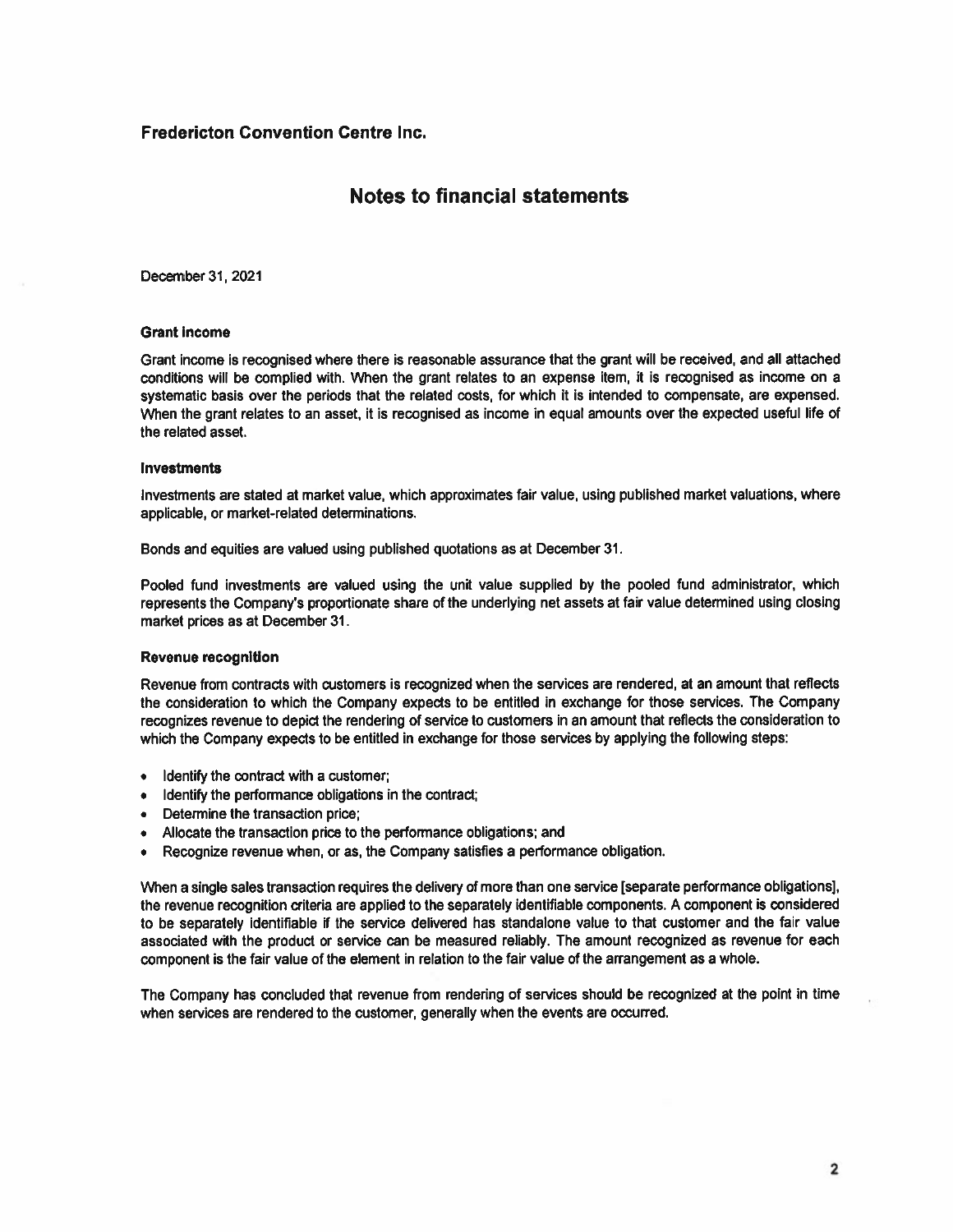**Fredericton Convention Centre Inc.**

# Notes to financial statements

December 31, 2021

### Grant income

Grant income is recognised where there is reasonable assurance that the grant will be received, and all attached conditions will be complied with. When the grant relates to an expense item, it is recognised as income on a systematic basis over the periods that the related costs, for which it is intended to compensate, are expensed. When the grant relates to an asset, it is recognised as income in equal amounts over the expected useful life of the related asset.

### Investments

Investments are stated at market value, which approximates fair value, using published market valuations, where applicable, or market-related determinations.

Bonds and equities are valued using published quotations as at December 31.

Pooled fund investments are valued using the unit value supplied by the pooled fund administrator, which represents the Company's proportionate share of the underlying net assets at fair value determined using closing market prices as at December 31.

### Revenue recognition

Revenue from contracts with customers is recognized when the services are rendered, at an amount that reflects the consideration to which the Company expects to be entitled in exchange for those services. The Company recognizes revenue to depict the rendering of service to customers in an amount that reflects the consideration to which the Company expects to be entitled in exchange for those services by applying the following steps:

- Identify the contract with a customer;
- Identify the performance obligations in the contract;
- Determine the transaction price;
- Allocate the transaction price to the performance obligations; and
- Recognize revenue when, or as, the Company satisfies a performance obligation.

When a single sales transaction requires the delivery of more than one service [separate performance obligations], the revenue recognition criteria are applied to the separately identifiable components. A component is considered to be separately identifiable if the service delivered has standalone value to that customer and the fair value associated with the product or service can be measured reliably. The amount recognized as revenue for each component is the fair value of the element in relation to the fair value of the arrangement as a whole.

The Company has concluded that revenue from rendering of services should be recognized at the point in time when services are rendered to the customer, generally when the events are occurred.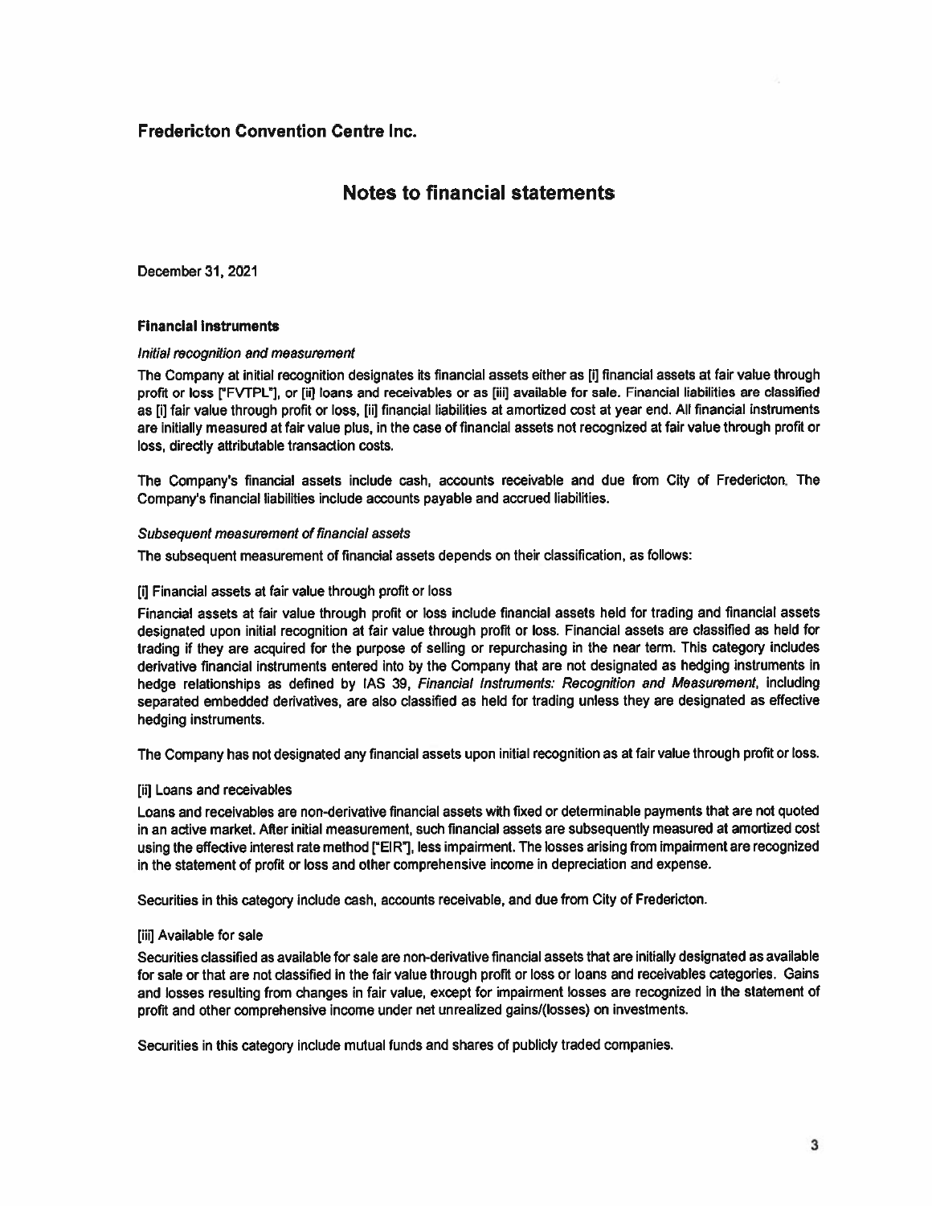# Fredericton Convention Centre Inc.

## Notes to financial statements

December 31, 2021

### Financial instruments

*Initial recognition and measurement*

The Company at initial recognition designates its financial assets either as [i] financial assets at fair value through profit or loss ["FVTPL"], or [ii] loans and receivables or as [iii] available for sale. Financial liabilities are classified as [i] fair value through profit or loss, [ii] financial liabilities at amortized cost at year end. All financial instruments are initially measured at fair value plus, in the case of financial assets not recognized at fair value through profit or loss, directly attributable transaction costs.

The Company's financial assets include cash, accounts receivable and due from City of Fredericton. The Company's financial liabilities include accounts payable and accrued liabilities.

*Subsequent measurement of financial assets*

The subsequent measurement of financial assets depends on their classification, as follows:

[i] Financial assets at fair value through profit or loss

Financial assets at fair value through profit or loss include financial assets held for trading and financial assets designated upon initial recognition at fair value through profit or loss. Financial assets are classified as held for trading if they are acquired for the purpose of selling or repurchasing in the near term. This category includes derivative financial instruments entered into by the Company that are not designated as hedging instruments in hedge relationships as defined by IAS 39, *Financial Instruments: Recognition and Measurement*, including separated embedded derivatives, are also classified as held for trading unless they are designated as effective hedging instruments.

The Company has not designated any financial assets upon initial recognition as at fair value through profit or loss.

[ii] Loans and receivables

Loans and receivables are non-derivative financial assets with fixed or determinable payments that are not quoted in an active market. After initial measurement, such financial assets are subsequently measured at amortized cost using the effective interest rate method ["EIR"], less impairment. The losses arising from impairment are recognized in the statement of profit or loss and other comprehensive income in depreciation and expense.

Securities in this category include cash, accounts receivable, and due from City of Fredericton.

[iii] Available for sale

Securities classified as available for sale are non-derivative financial assets that are initially designated as available for sale or that are not classified in the fair value through profit or loss or loans and receivables categories. Gains and losses resulting from changes in fair value, except for impairment losses are recognized in the statement of profit and other comprehensive income under net unrealized gains/(losses) on investments.

Securities in this category include mutual funds and shares of publicly traded companies.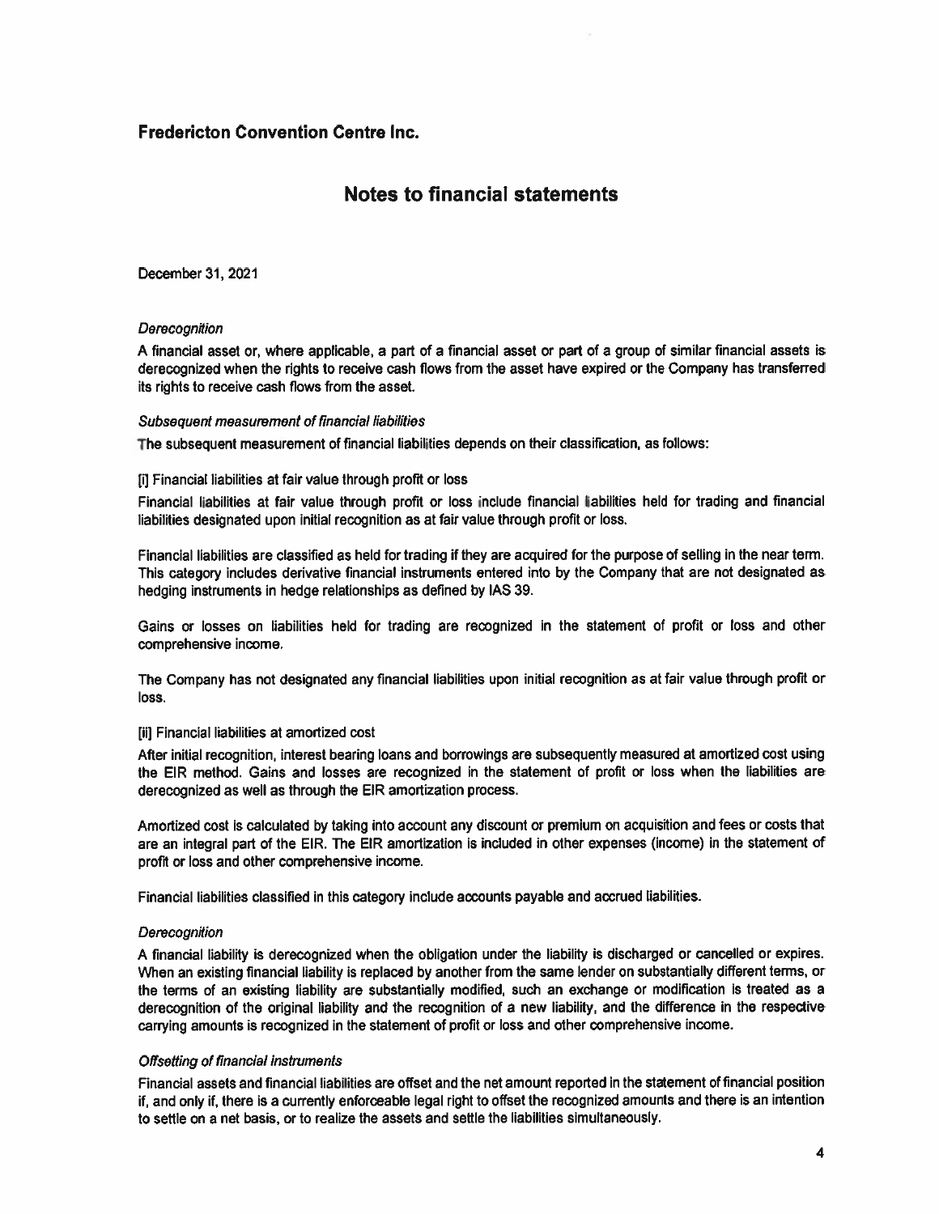**Fredericton Convention Centre Inc.**

# Notes to financial statements

December 31, 2021

*Derecognition*

A financial asset or, where applicable, a part of a financial asset or part of a group of similar financial assets is derecognized when the rights to receive cash flows from the asset have expired or the Company has transferred its rights to receive cash flows from the asset.

*Subsequent measurement of financial liabilities*

The subsequent measurement of financial liabilities depends on their classification, as follows:

[i] Financial liabilities at fair value through profit or loss

Financial liabilities at fair value through profit or loss include financial liabilities held for trading and financial liabilities designated upon initial recognition as at fair value through profit or loss.

Financial liabilities are classified as held for trading if they are acquired for the purpose of selling in the near term. This category includes derivative financial instruments entered into by the Company that are not designated as hedging instruments in hedge relationships as defined by IAS 39.

Gains or losses on liabilities held for trading are recognized in the statement of profit or loss and other comprehensive income.

The Company has not designated any financial liabilities upon initial recognition as at fair value through profit or loss.

[ii] Financial liabilities at amortized cost

After initial recognition, interest bearing loans and borrowings are subsequently measured at amortized cost using the EIR method. Gains and losses are recognized in the statement of profit or loss when the liabilities are derecognized as well as through the EIR amortization process.

Amortized cost is calculated by taking into account any discount or premium on acquisition and fees or costs that are an integral part of the EIR. The EIR amortization is included in other expenses (income) in the statement of profit or loss and other comprehensive income.

Financial liabilities classified in this category include accounts payable and accrued liabilities.

*Derecognition*

A financial liability is derecognized when the obligation under the liability is discharged or cancelled or expires. When an existing financial liability is replaced by another from the same lender on substantially different terms, or the terms of an existing liability are substantially modified, such an exchange or modification is treated as a derecognition of the original liability and the recognition of a new liability, and the difference in the respective carrying amounts is recognized in the statement of profit or loss and other comprehensive income.

*Offsetting of financial instruments*

Financial assets and financial liabilities are offset and the net amount reported in the statement of financial position if, and only if, there is a currently enforceable legal right to offset the recognized amounts and there is an intention to settle on a net basis, or to realize the assets and settle the liabilities simultaneously.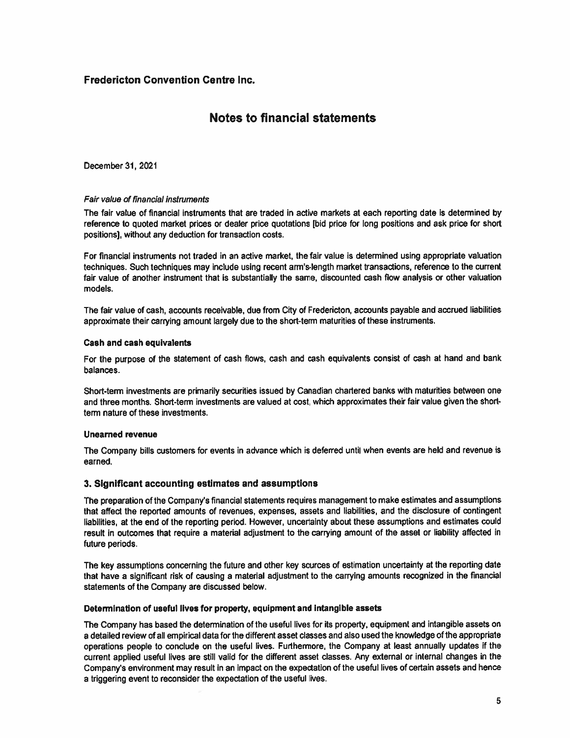# Fredericton Convention Centre Inc.

## Notes to financial statements

December 31, 2021

*Fair value of financial instruments*

The fair value of financial instruments that are traded in active markets at each reporting date is determined by reference to quoted market prices or dealer price quotations [bid price for long positions and ask price for short positions], without any deduction for transaction costs.

For financial instruments not traded in an active market, the fair value is determined using appropriate valuation techniques. Such techniques may include using recent arm's-length market transactions, reference to the current fair value of another instrument that is substantially the same, discounted cash flow analysis or other valuation models.

The fair value of cash, accounts receivable, due from City of Fredericton, accounts payable and accrued liabilities approximate their carrying amount largely due to the short-term maturities of these instruments.

**Cash and cash equivalents**

For the purpose of the statement of cash flows, cash and cash equivalents consist of cash at hand and bank balances.

Short-term investments are primarily securities issued by Canadian chartered banks with maturities between one and three months. Short-term investments are valued at cost, which approximates their fair value given the short-term nature of these investments.

**Unearned revenue**

The Company bills customers for events in advance which is deferred until when events are held and revenue is earned.

### 3. Significant accounting estimates and assumptions

The preparation of the Company's financial statements requires management to make estimates and assumptions that affect the reported amounts of revenues, expenses, assets and liabilities, and the disclosure of contingent liabilities, at the end of the reporting period. However, uncertainty about these assumptions and estimates could result in outcomes that require a material adjustment to the carrying amount of the asset or liability affected in future periods.

The key assumptions concerning the future and other key sources of estimation uncertainty at the reporting date that have a significant risk of causing a material adjustment to the carrying amounts recognized in the financial statements of the Company are discussed below.

**Determination of useful lives for property, equipment and intangible assets**

The Company has based the determination of the useful lives for its property, equipment and intangible assets on a detailed review of all empirical data for the different asset classes and also used the knowledge of the appropriate operations people to conclude on the useful lives. Furthermore, the Company at least annually updates if the current applied useful lives are still valid for the different asset classes. Any external or internal changes in the Company's environment may result in an impact on the expectation of the useful lives of certain assets and hence a triggering event to reconsider the expectation of the useful lives.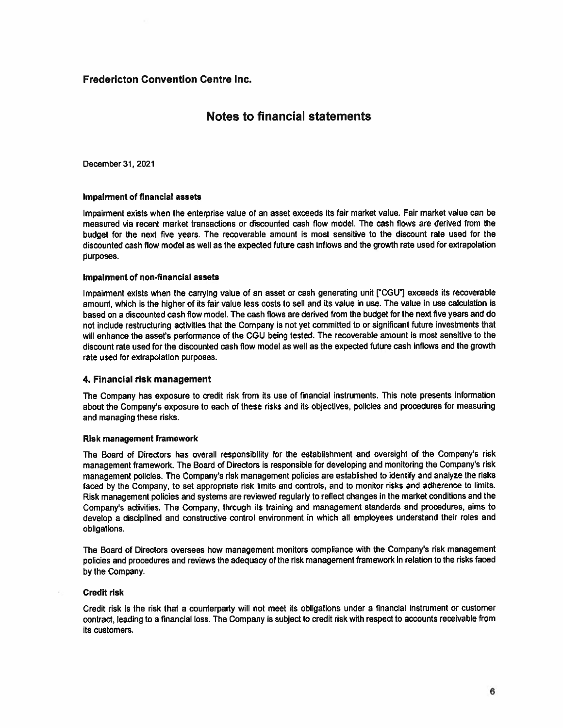# Fredericton Convention Centre Inc.

## Notes to financial statements

December 31, 2021

#### Impairment of financial assets

Impairment exists when the enterprise value of an asset exceeds its fair market value. Fair market value can be measured via recent market transactions or discounted cash flow model. The cash flows are derived from the budget for the next five years. The recoverable amount is most sensitive to the discount rate used for the discounted cash flow model as well as the expected future cash inflows and the growth rate used for extrapolation purposes.

#### Impairment of non-financial assets

Impairment exists when the carrying value of an asset or cash generating unit ["CGU"] exceeds its recoverable amount, which is the higher of its fair value less costs to sell and its value in use. The value in use calculation is based on a discounted cash flow model. The cash flows are derived from the budget for the next five years and do not include restructuring activities that the Company is not yet committed to or significant future investments that will enhance the asset's performance of the CGU being tested. The recoverable amount is most sensitive to the discount rate used for the discounted cash flow model as well as the expected future cash inflows and the growth rate used for extrapolation purposes.

### 4. Financial risk management

The Company has exposure to credit risk from its use of financial instruments. This note presents information about the Company's exposure to each of these risks and its objectives, policies and procedures for measuring and managing these risks.

#### Risk management framework

The Board of Directors has overall responsibility for the establishment and oversight of the Company's risk management framework. The Board of Directors is responsible for developing and monitoring the Company's risk management policies. The Company's risk management policies are established to identify and analyze the risks faced by the Company, to set appropriate risk limits and controls, and to monitor risks and adherence to limits. Risk management policies and systems are reviewed regularly to reflect changes in the market conditions and the Company's activities. The Company, through its training and management standards and procedures, aims to develop a disciplined and constructive control environment in which all employees understand their roles and obligations.

The Board of Directors oversees how management monitors compliance with the Company's risk management policies and procedures and reviews the adequacy of the risk management framework in relation to the risks faced by the Company.

#### Credit risk

Credit risk is the risk that a counterparty will not meet its obligations under a financial instrument or customer contract, leading to a financial loss. The Company is subject to credit risk with respect to accounts receivable from its customers.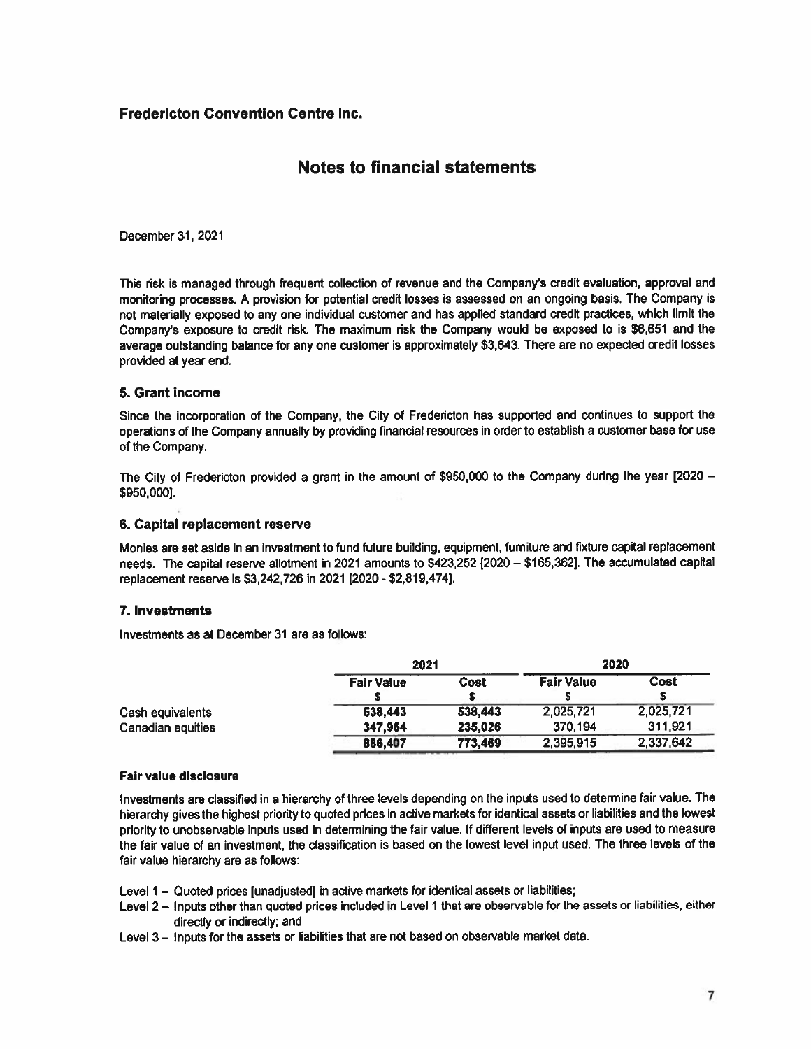# Fredericton Convention Centre Inc.

## Notes to financial statements

December 31, 2021

This risk is managed through frequent collection of revenue and the Company's credit evaluation, approval and monitoring processes. A provision for potential credit losses is assessed on an ongoing basis. The Company is not materially exposed to any one individual customer and has applied standard credit practices, which limit the Company's exposure to credit risk. The maximum risk the Company would be exposed to is $6,651 and the average outstanding balance for any one customer is approximately $3,643. There are no expected credit losses provided at year end.

### 5. Grant income

Since the incorporation of the Company, the City of Fredericton has supported and continues to support the operations of the Company annually by providing financial resources in order to establish a customer base for use of the Company.

The City of Fredericton provided a grant in the amount of $950,000 to the Company during the year [2020 – $950,000].

### 6. Capital replacement reserve

Monies are set aside in an investment to fund future building, equipment, furniture and fixture capital replacement needs. The capital reserve allotment in 2021 amounts to $423,252 [2020 – $165,362]. The accumulated capital replacement reserve is $3,242,726 in 2021 [2020 - $2,819,474].

### 7. Investments

Investments as at December 31 are as follows:

| | 2021 | | 2020 | |
|---|---|---|---|---|
| | **Fair Value** | **Cost** | **Fair Value** | **Cost** |
| | **$** | **$** | **$** | **$** |
| Cash equivalents | **538,443** | **538,443** | 2,025,721 | 2,025,721 |
| Canadian equities | **347,964** | **235,026** | 370,194 | 311,921 |
| | **886,407** | **773,469** | 2,395,915 | 2,337,642 |

#### Fair value disclosure

Investments are classified in a hierarchy of three levels depending on the inputs used to determine fair value. The hierarchy gives the highest priority to quoted prices in active markets for identical assets or liabilities and the lowest priority to unobservable inputs used in determining the fair value. If different levels of inputs are used to measure the fair value of an investment, the classification is based on the lowest level input used. The three levels of the fair value hierarchy are as follows:

Level 1 – Quoted prices [unadjusted] in active markets for identical assets or liabilities;

Level 2 – Inputs other than quoted prices included in Level 1 that are observable for the assets or liabilities, either directly or indirectly; and

Level 3 – Inputs for the assets or liabilities that are not based on observable market data.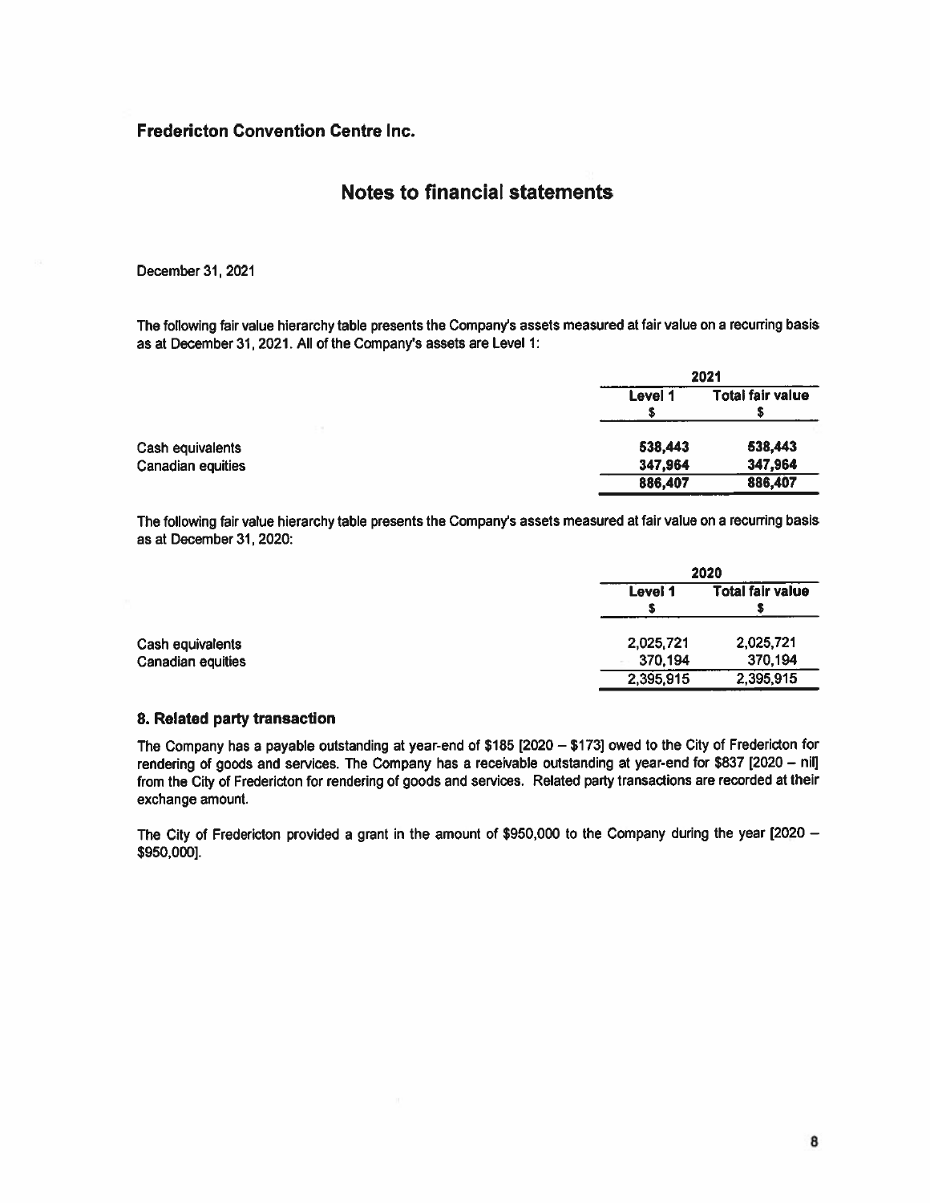**Fredericton Convention Centre Inc.**

# Notes to financial statements

December 31, 2021

The following fair value hierarchy table presents the Company's assets measured at fair value on a recurring basis as at December 31, 2021. All of the Company's assets are Level 1:

| | 2021 | |
|---|---|---|
| | Level 1<br>$ | Total fair value<br>$ |
| Cash equivalents | 538,443 | 538,443 |
| Canadian equities | 347,964 | 347,964 |
| | 886,407 | 886,407 |

The following fair value hierarchy table presents the Company's assets measured at fair value on a recurring basis as at December 31, 2020:

| | 2020 | |
|---|---|---|
| | Level 1<br>$ | Total fair value<br>$ |
| Cash equivalents | 2,025,721 | 2,025,721 |
| Canadian equities | 370,194 | 370,194 |
| | 2,395,915 | 2,395,915 |

## 8. Related party transaction

The Company has a payable outstanding at year-end of $185 [2020 – $173] owed to the City of Fredericton for rendering of goods and services. The Company has a receivable outstanding at year-end for $837 [2020 – nil] from the City of Fredericton for rendering of goods and services. Related party transactions are recorded at their exchange amount.

The City of Fredericton provided a grant in the amount of $950,000 to the Company during the year [2020 – $950,000].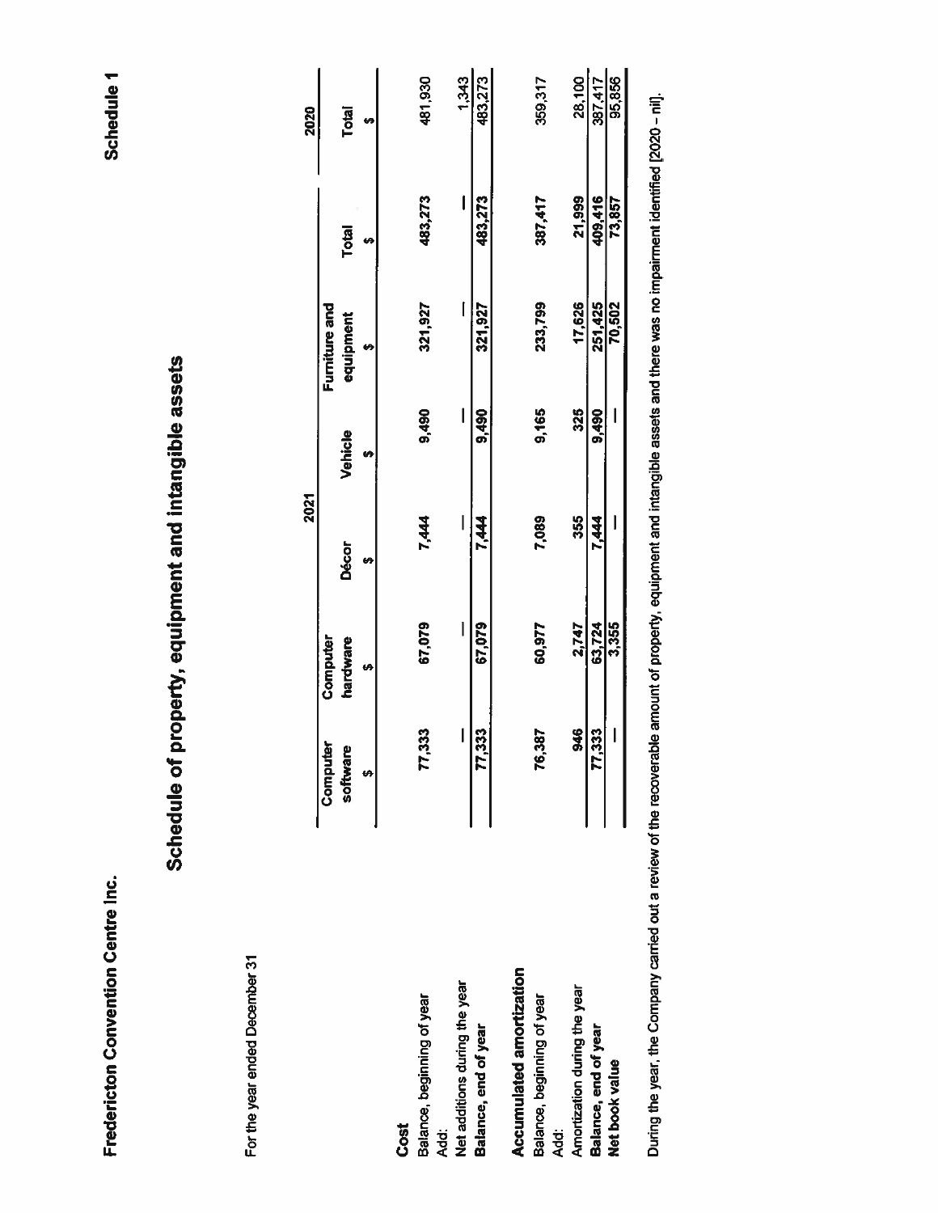**Fredericton Convention Centre Inc.**

**Schedule 1**

# Schedule of property, equipment and intangible assets

For the year ended December 31

| | 2021 | | | | | | 2020 |
|---|---|---|---|---|---|---|---|
| | Computer software | Computer hardware | Décor | Vehicle | Furniture and equipment | Total | Total |
| | $ | $ | $ | $ | $ | $ | $ |
| **Cost** | | | | | | | |
| Balance, beginning of year | 77,333 | 67,079 | 7,444 | 9,490 | 321,927 | 483,273 | 481,930 |
| Add: | | | | | | | |
| Net additions during the year | — | — | — | — | — | — | 1,343 |
| **Balance, end of year** | 77,333 | 67,079 | 7,444 | 9,490 | 321,927 | 483,273 | 483,273 |
| **Accumulated amortization** | | | | | | | |
| Balance, beginning of year | 76,387 | 60,977 | 7,089 | 9,165 | 233,799 | 387,417 | 359,317 |
| Add: | | | | | | | |
| Amortization during the year | 946 | 2,747 | 355 | 325 | 17,626 | 21,999 | 28,100 |
| **Balance, end of year** | 77,333 | 63,724 | 7,444 | 9,490 | 251,425 | 409,416 | 387,417 |
| **Net book value** | — | 3,355 | — | — | 70,502 | 73,857 | 95,856 |

During the year, the Company carried out a review of the recoverable amount of property, equipment and intangible assets and there was no impairment identified [2020 – nil].